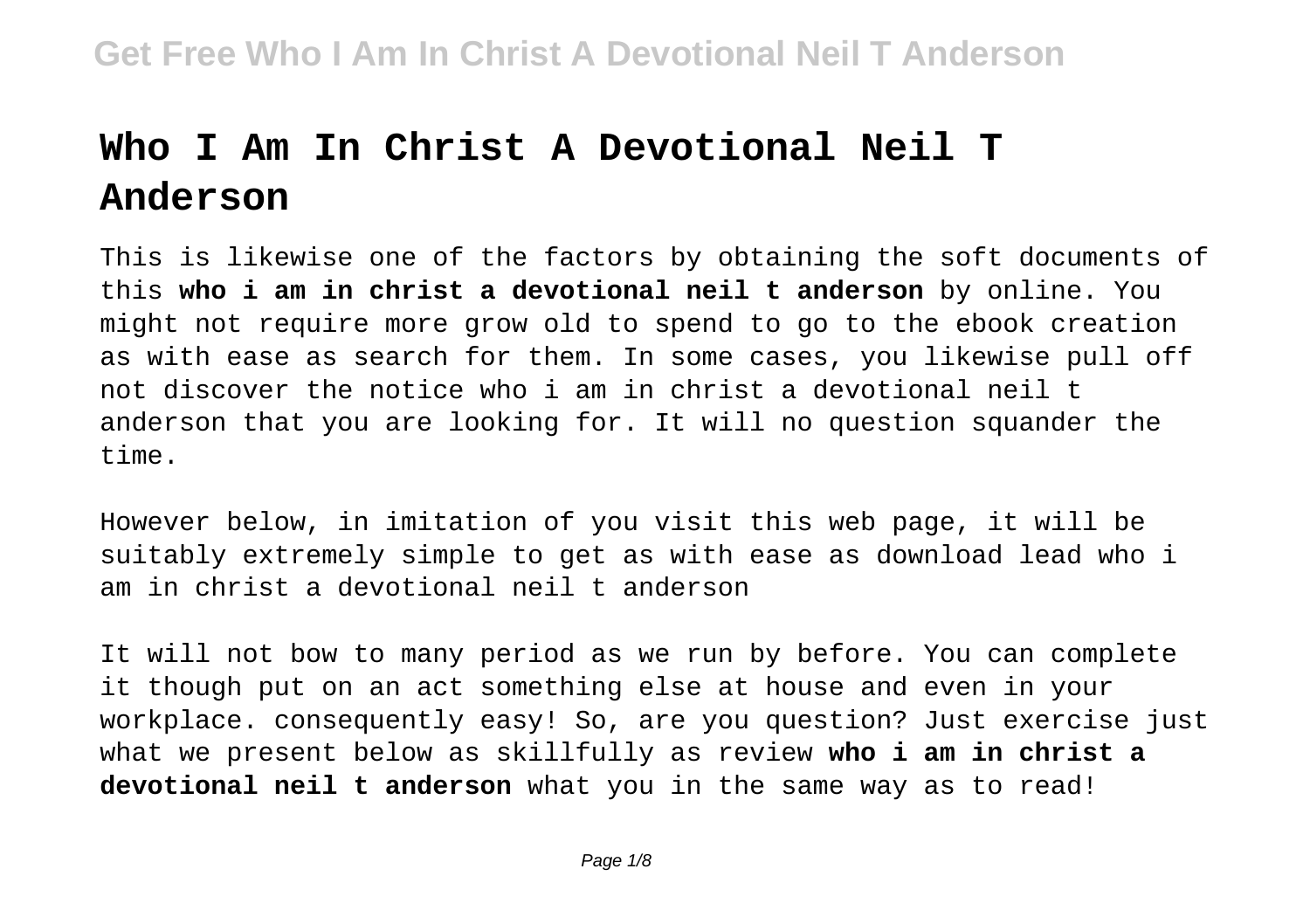# Who I Am In Christ A Devotional Neil T Anderson

This is likewise one of the factors by obtaining the soft documents of this **who i am in christ a devotional neil t anderson** by online. You might not require more grow old to spend to go to the ebook creation as with ease as search for them. In some cases, you likewise pull off not discover the notice who i am in christ a devotional neil t anderson that you are looking for. It will no question squander the time.

However below, in imitation of you visit this web page, it will be suitably extremely simple to get as with ease as download lead who i am in christ a devotional neil t anderson

It will not bow to many period as we run by before. You can complete it though put on an act something else at house and even in your workplace. consequently easy! So, are you question? Just exercise just what we present below as skillfully as review **who i am in christ a devotional neil t anderson** what you in the same way as to read!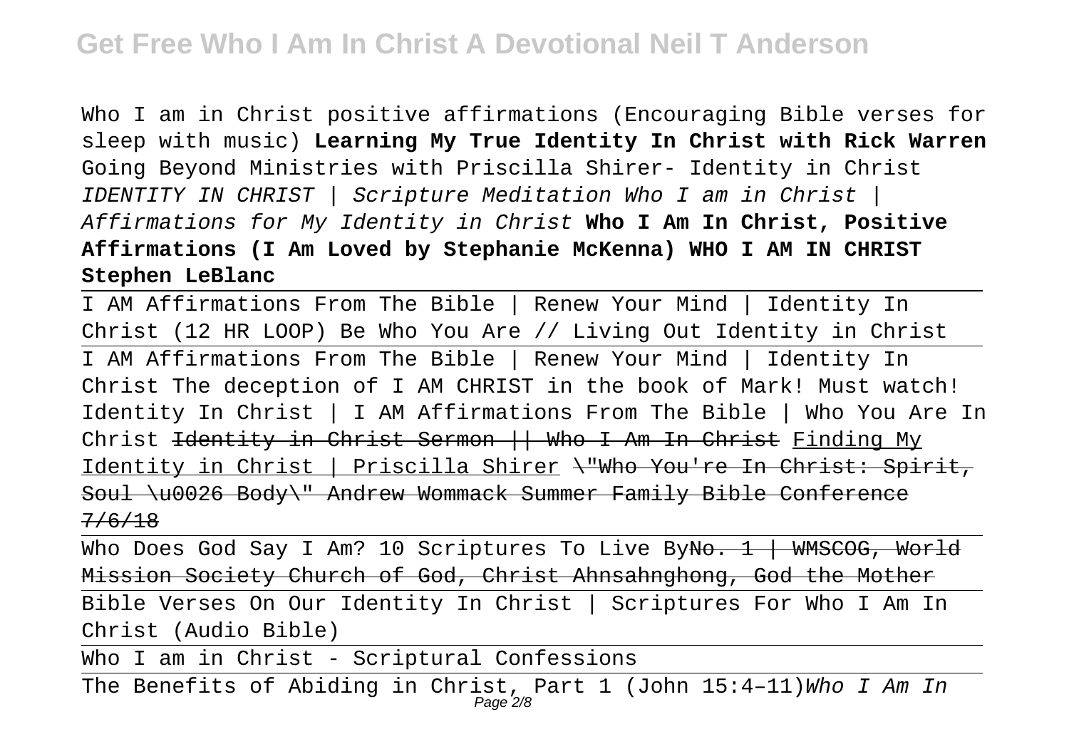Who I am in Christ positive affirmations (Encouraging Bible verses for sleep with music) **Learning My True Identity In Christ with Rick Warren** Going Beyond Ministries with Priscilla Shirer- Identity in Christ *IDENTITY IN CHRIST | Scripture Meditation Who I am in Christ | Affirmations for My Identity in Christ* **Who I Am In Christ, Positive Affirmations (I Am Loved by Stephanie McKenna) WHO I AM IN CHRIST Stephen LeBlanc**

I AM Affirmations From The Bible | Renew Your Mind | Identity In Christ (12 HR LOOP) Be Who You Are // Living Out Identity in Christ

I AM Affirmations From The Bible | Renew Your Mind | Identity In Christ The deception of I AM CHRIST in the book of Mark! Must watch! Identity In Christ | I AM Affirmations From The Bible | Who You Are In Christ ~~Identity in Christ Sermon || Who I Am In Christ~~ Finding My Identity in Christ | Priscilla Shirer ~~\"Who You're In Christ: Spirit, Soul \u0026 Body\" Andrew Wommack Summer Family Bible Conference 7/6/18~~

Who Does God Say I Am? 10 Scriptures To Live By~~No. 1 | WMSCOG, World Mission Society Church of God, Christ Ahnsahnghong, God the Mother~~

Bible Verses On Our Identity In Christ | Scriptures For Who I Am In Christ (Audio Bible)

Who I am in Christ - Scriptural Confessions

The Benefits of Abiding in Christ, Part 1 (John 15:4–11)*Who I Am In*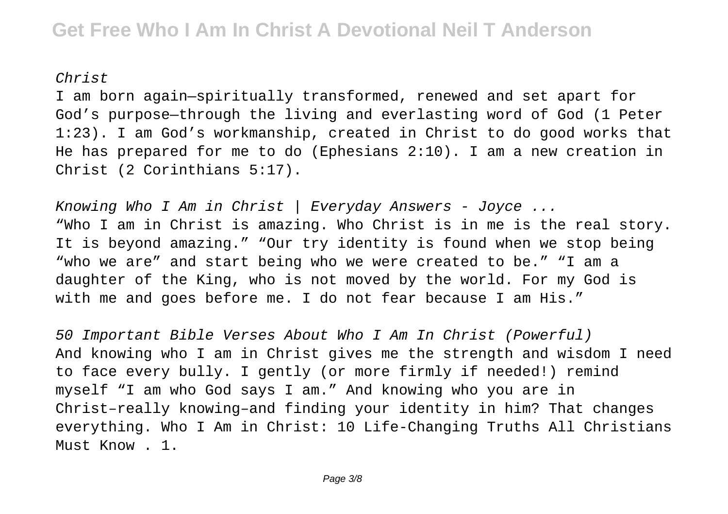*Christ*

I am born again—spiritually transformed, renewed and set apart for God's purpose—through the living and everlasting word of God (1 Peter 1:23). I am God's workmanship, created in Christ to do good works that He has prepared for me to do (Ephesians 2:10). I am a new creation in Christ (2 Corinthians 5:17).

*Knowing Who I Am in Christ | Everyday Answers - Joyce ...*

"Who I am in Christ is amazing. Who Christ is in me is the real story. It is beyond amazing." "Our try identity is found when we stop being "who we are" and start being who we were created to be." "I am a daughter of the King, who is not moved by the world. For my God is with me and goes before me. I do not fear because I am His."

*50 Important Bible Verses About Who I Am In Christ (Powerful)*

And knowing who I am in Christ gives me the strength and wisdom I need to face every bully. I gently (or more firmly if needed!) remind myself "I am who God says I am." And knowing who you are in Christ–really knowing–and finding your identity in him? That changes everything. Who I Am in Christ: 10 Life-Changing Truths All Christians Must Know . 1.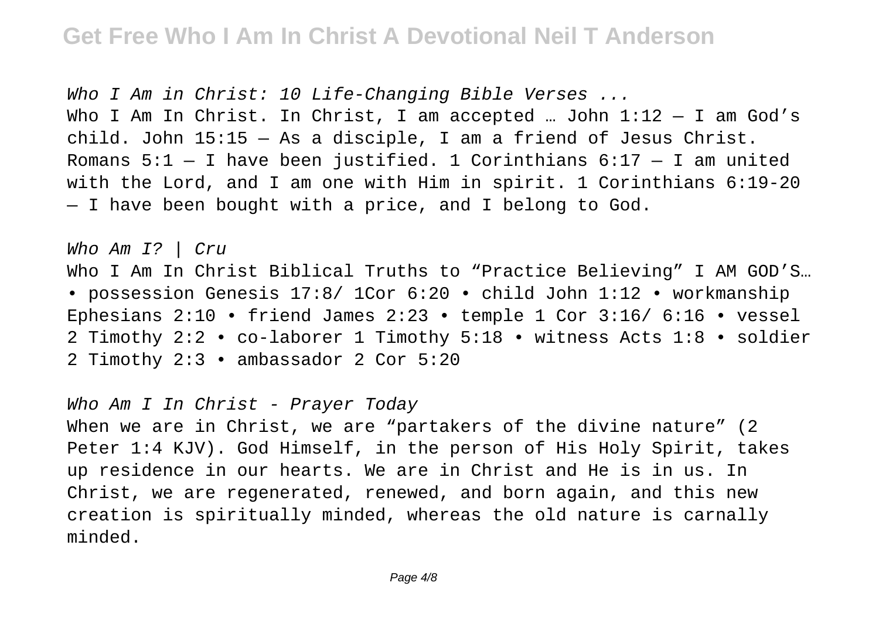*Who I Am in Christ: 10 Life-Changing Bible Verses ...*

Who I Am In Christ. In Christ, I am accepted … John 1:12 — I am God's child. John 15:15 — As a disciple, I am a friend of Jesus Christ. Romans 5:1 — I have been justified. 1 Corinthians 6:17 — I am united with the Lord, and I am one with Him in spirit. 1 Corinthians 6:19-20 — I have been bought with a price, and I belong to God.

*Who Am I? | Cru*

Who I Am In Christ Biblical Truths to "Practice Believing" I AM GOD'S… • possession Genesis 17:8/ 1Cor 6:20 • child John 1:12 • workmanship Ephesians 2:10 • friend James 2:23 • temple 1 Cor 3:16/ 6:16 • vessel 2 Timothy 2:2 • co-laborer 1 Timothy 5:18 • witness Acts 1:8 • soldier 2 Timothy 2:3 • ambassador 2 Cor 5:20

*Who Am I In Christ - Prayer Today*

When we are in Christ, we are "partakers of the divine nature" (2 Peter 1:4 KJV). God Himself, in the person of His Holy Spirit, takes up residence in our hearts. We are in Christ and He is in us. In Christ, we are regenerated, renewed, and born again, and this new creation is spiritually minded, whereas the old nature is carnally minded.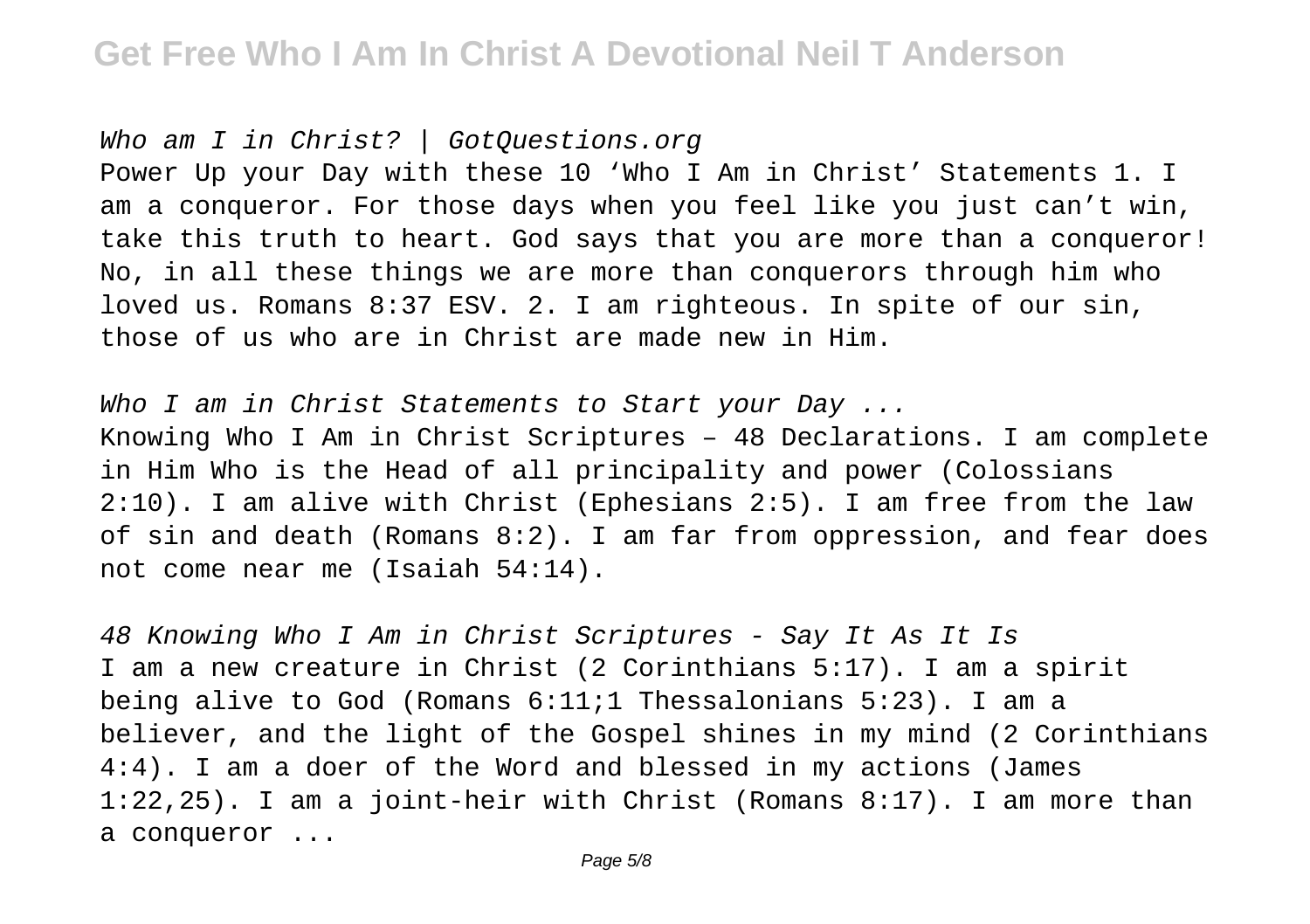*Who am I in Christ? | GotQuestions.org*

Power Up your Day with these 10 'Who I Am in Christ' Statements 1. I am a conqueror. For those days when you feel like you just can't win, take this truth to heart. God says that you are more than a conqueror! No, in all these things we are more than conquerors through him who loved us. Romans 8:37 ESV. 2. I am righteous. In spite of our sin, those of us who are in Christ are made new in Him.

*Who I am in Christ Statements to Start your Day ...*

Knowing Who I Am in Christ Scriptures – 48 Declarations. I am complete in Him Who is the Head of all principality and power (Colossians 2:10). I am alive with Christ (Ephesians 2:5). I am free from the law of sin and death (Romans 8:2). I am far from oppression, and fear does not come near me (Isaiah 54:14).

*48 Knowing Who I Am in Christ Scriptures - Say It As It Is*

I am a new creature in Christ (2 Corinthians 5:17). I am a spirit being alive to God (Romans 6:11;1 Thessalonians 5:23). I am a believer, and the light of the Gospel shines in my mind (2 Corinthians 4:4). I am a doer of the Word and blessed in my actions (James 1:22,25). I am a joint-heir with Christ (Romans 8:17). I am more than a conqueror ...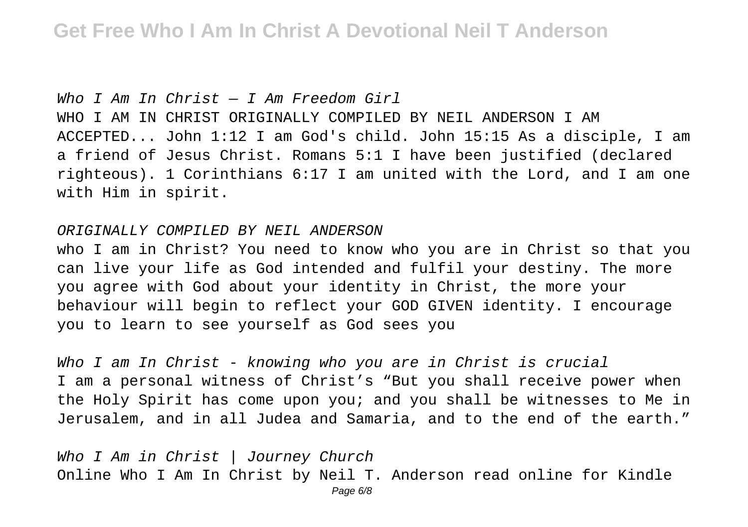*Who I Am In Christ — I Am Freedom Girl*

WHO I AM IN CHRIST ORIGINALLY COMPILED BY NEIL ANDERSON I AM ACCEPTED... John 1:12 I am God's child. John 15:15 As a disciple, I am a friend of Jesus Christ. Romans 5:1 I have been justified (declared righteous). 1 Corinthians 6:17 I am united with the Lord, and I am one with Him in spirit.

*ORIGINALLY COMPILED BY NEIL ANDERSON*

who I am in Christ? You need to know who you are in Christ so that you can live your life as God intended and fulfil your destiny. The more you agree with God about your identity in Christ, the more your behaviour will begin to reflect your GOD GIVEN identity. I encourage you to learn to see yourself as God sees you

*Who I am In Christ - knowing who you are in Christ is crucial*

I am a personal witness of Christ's "But you shall receive power when the Holy Spirit has come upon you; and you shall be witnesses to Me in Jerusalem, and in all Judea and Samaria, and to the end of the earth."

*Who I Am in Christ | Journey Church*

Online Who I Am In Christ by Neil T. Anderson read online for Kindle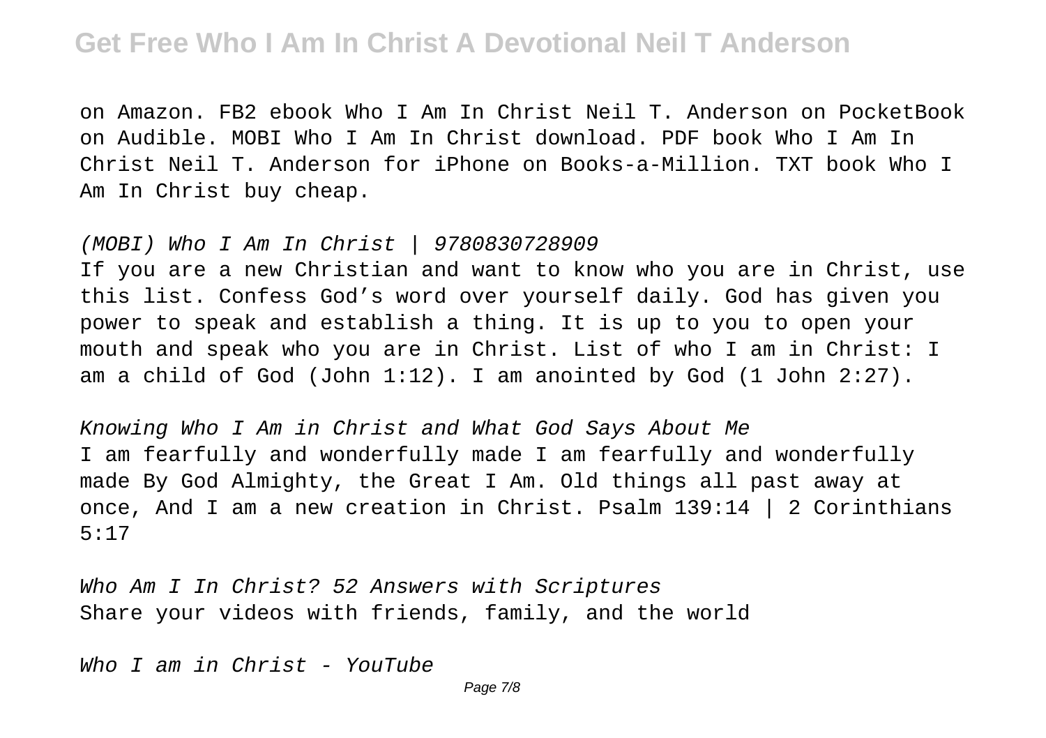on Amazon. FB2 ebook Who I Am In Christ Neil T. Anderson on PocketBook on Audible. MOBI Who I Am In Christ download. PDF book Who I Am In Christ Neil T. Anderson for iPhone on Books-a-Million. TXT book Who I Am In Christ buy cheap.

*(MOBI) Who I Am In Christ | 9780830728909*

If you are a new Christian and want to know who you are in Christ, use this list. Confess God's word over yourself daily. God has given you power to speak and establish a thing. It is up to you to open your mouth and speak who you are in Christ. List of who I am in Christ: I am a child of God (John 1:12). I am anointed by God (1 John 2:27).

*Knowing Who I Am in Christ and What God Says About Me*

I am fearfully and wonderfully made I am fearfully and wonderfully made By God Almighty, the Great I Am. Old things all past away at once, And I am a new creation in Christ. Psalm 139:14 | 2 Corinthians 5:17

*Who Am I In Christ? 52 Answers with Scriptures*

Share your videos with friends, family, and the world

*Who I am in Christ - YouTube*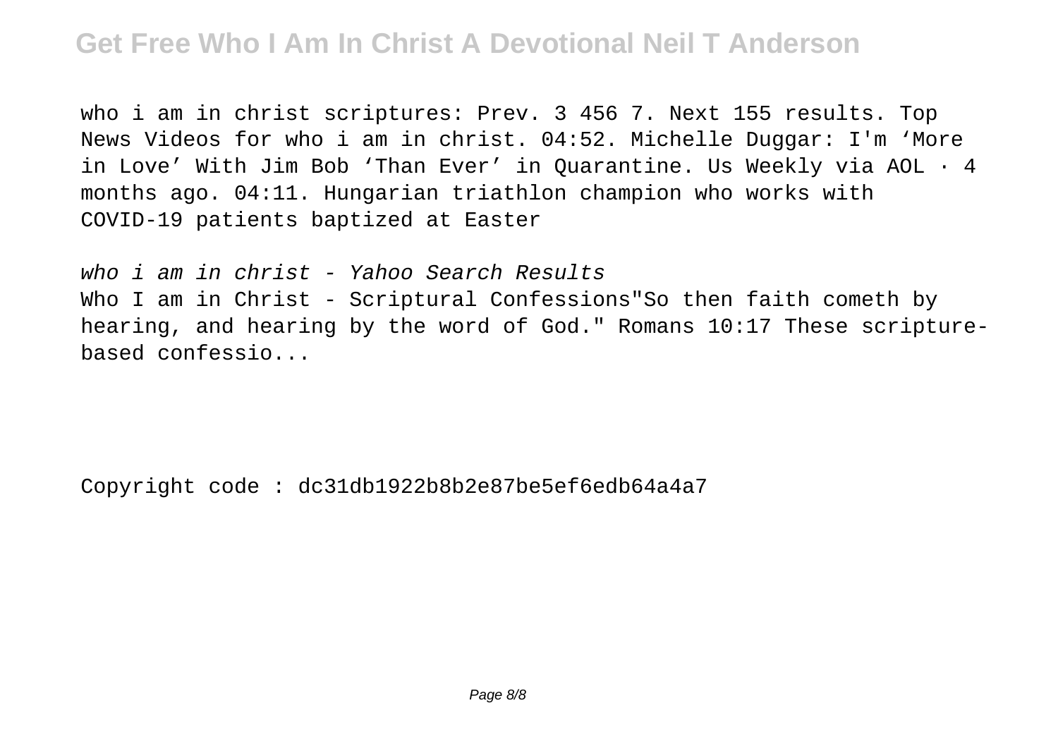who i am in christ scriptures: Prev. 3 456 7. Next 155 results. Top News Videos for who i am in christ. 04:52. Michelle Duggar: I'm ‘More in Love’ With Jim Bob ‘Than Ever’ in Quarantine. Us Weekly via AOL · 4 months ago. 04:11. Hungarian triathlon champion who works with COVID-19 patients baptized at Easter

*who i am in christ - Yahoo Search Results*

Who I am in Christ - Scriptural Confessions"So then faith cometh by hearing, and hearing by the word of God." Romans 10:17 These scripture-based confessio...

Copyright code : dc31db1922b8b2e87be5ef6edb64a4a7